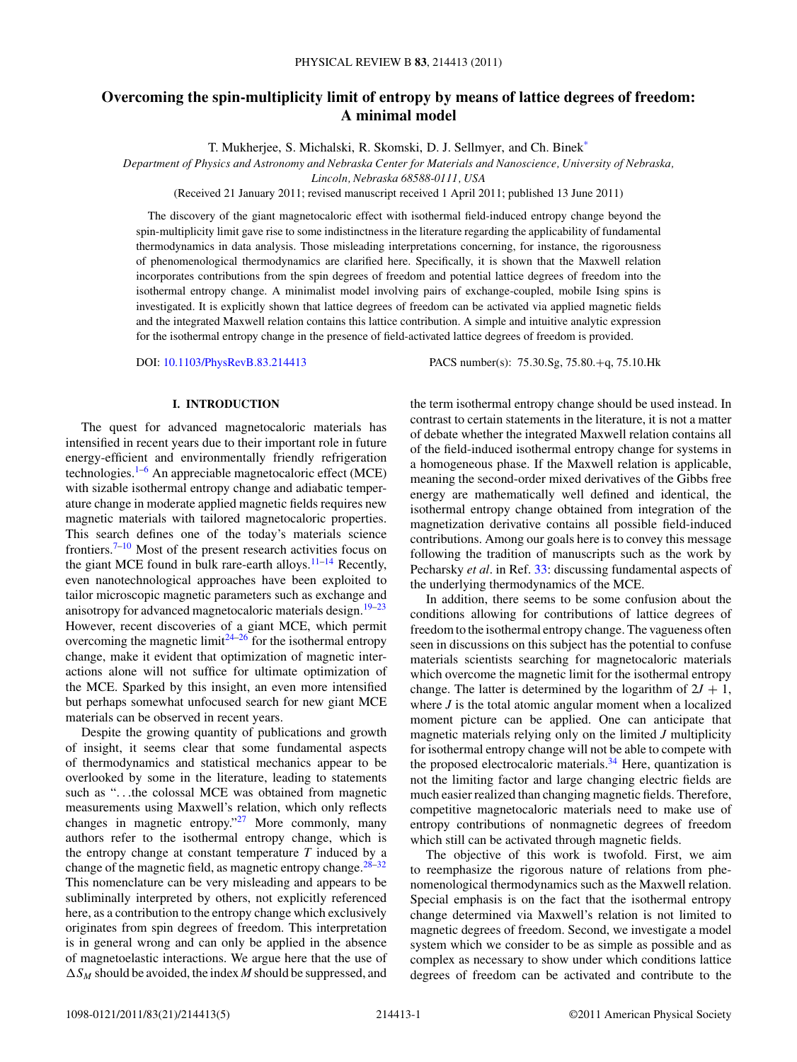# Overcoming the spin-multiplicity limit of entropy by means of lattice degrees of freedom: A minimal model

T. Mukherjee, S. Michalski, R. Skomski, D. J. Sellmyer, and Ch. Binek[*]

*Department of Physics and Astronomy and Nebraska Center for Materials and Nanoscience, University of Nebraska, Lincoln, Nebraska 68588-0111, USA*

(Received 21 January 2011; revised manuscript received 1 April 2011; published 13 June 2011)

The discovery of the giant magnetocaloric effect with isothermal field-induced entropy change beyond the spin-multiplicity limit gave rise to some indistinctness in the literature regarding the applicability of fundamental thermodynamics in data analysis. Those misleading interpretations concerning, for instance, the rigorousness of phenomenological thermodynamics are clarified here. Specifically, it is shown that the Maxwell relation incorporates contributions from the spin degrees of freedom and potential lattice degrees of freedom into the isothermal entropy change. A minimalist model involving pairs of exchange-coupled, mobile Ising spins is investigated. It is explicitly shown that lattice degrees of freedom can be activated via applied magnetic fields and the integrated Maxwell relation contains this lattice contribution. A simple and intuitive analytic expression for the isothermal entropy change in the presence of field-activated lattice degrees of freedom is provided.

DOI: 10.1103/PhysRevB.83.214413 PACS number(s): 75.30.Sg, 75.80.+q, 75.10.Hk

## I. INTRODUCTION

The quest for advanced magnetocaloric materials has intensified in recent years due to their important role in future energy-efficient and environmentally friendly refrigeration technologies.[1–6] An appreciable magnetocaloric effect (MCE) with sizable isothermal entropy change and adiabatic temperature change in moderate applied magnetic fields requires new magnetic materials with tailored magnetocaloric properties. This search defines one of the today's materials science frontiers.[7–10] Most of the present research activities focus on the giant MCE found in bulk rare-earth alloys.[11–14] Recently, even nanotechnological approaches have been exploited to tailor microscopic magnetic parameters such as exchange and anisotropy for advanced magnetocaloric materials design.[19–23] However, recent discoveries of a giant MCE, which permit overcoming the magnetic limit[24–26] for the isothermal entropy change, make it evident that optimization of magnetic interactions alone will not suffice for ultimate optimization of the MCE. Sparked by this insight, an even more intensified but perhaps somewhat unfocused search for new giant MCE materials can be observed in recent years.

Despite the growing quantity of publications and growth of insight, it seems clear that some fundamental aspects of thermodynamics and statistical mechanics appear to be overlooked by some in the literature, leading to statements such as "...the colossal MCE was obtained from magnetic measurements using Maxwell's relation, which only reflects changes in magnetic entropy."[27] More commonly, many authors refer to the isothermal entropy change, which is the entropy change at constant temperature $T$ induced by a change of the magnetic field, as magnetic entropy change.[28–32] This nomenclature can be very misleading and appears to be subliminally interpreted by others, not explicitly referenced here, as a contribution to the entropy change which exclusively originates from spin degrees of freedom. This interpretation is in general wrong and can only be applied in the absence of magnetoelastic interactions. We argue here that the use of $\Delta S_M$ should be avoided, the index $M$ should be suppressed, and the term isothermal entropy change should be used instead. In contrast to certain statements in the literature, it is not a matter of debate whether the integrated Maxwell relation contains all of the field-induced isothermal entropy change for systems in a homogeneous phase. If the Maxwell relation is applicable, meaning the second-order mixed derivatives of the Gibbs free energy are mathematically well defined and identical, the isothermal entropy change obtained from integration of the magnetization derivative contains all possible field-induced contributions. Among our goals here is to convey this message following the tradition of manuscripts such as the work by Pecharsky *et al*. in Ref. 33: discussing fundamental aspects of the underlying thermodynamics of the MCE.

In addition, there seems to be some confusion about the conditions allowing for contributions of lattice degrees of freedom to the isothermal entropy change. The vagueness often seen in discussions on this subject has the potential to confuse materials scientists searching for magnetocaloric materials which overcome the magnetic limit for the isothermal entropy change. The latter is determined by the logarithm of $2J + 1$, where $J$ is the total atomic angular moment when a localized moment picture can be applied. One can anticipate that magnetic materials relying only on the limited $J$ multiplicity for isothermal entropy change will not be able to compete with the proposed electrocaloric materials.[34] Here, quantization is not the limiting factor and large changing electric fields are much easier realized than changing magnetic fields. Therefore, competitive magnetocaloric materials need to make use of entropy contributions of nonmagnetic degrees of freedom which still can be activated through magnetic fields.

The objective of this work is twofold. First, we aim to reemphasize the rigorous nature of relations from phenomenological thermodynamics such as the Maxwell relation. Special emphasis is on the fact that the isothermal entropy change determined via Maxwell's relation is not limited to magnetic degrees of freedom. Second, we investigate a model system which we consider to be as simple as possible and as complex as necessary to show under which conditions lattice degrees of freedom can be activated and contribute to the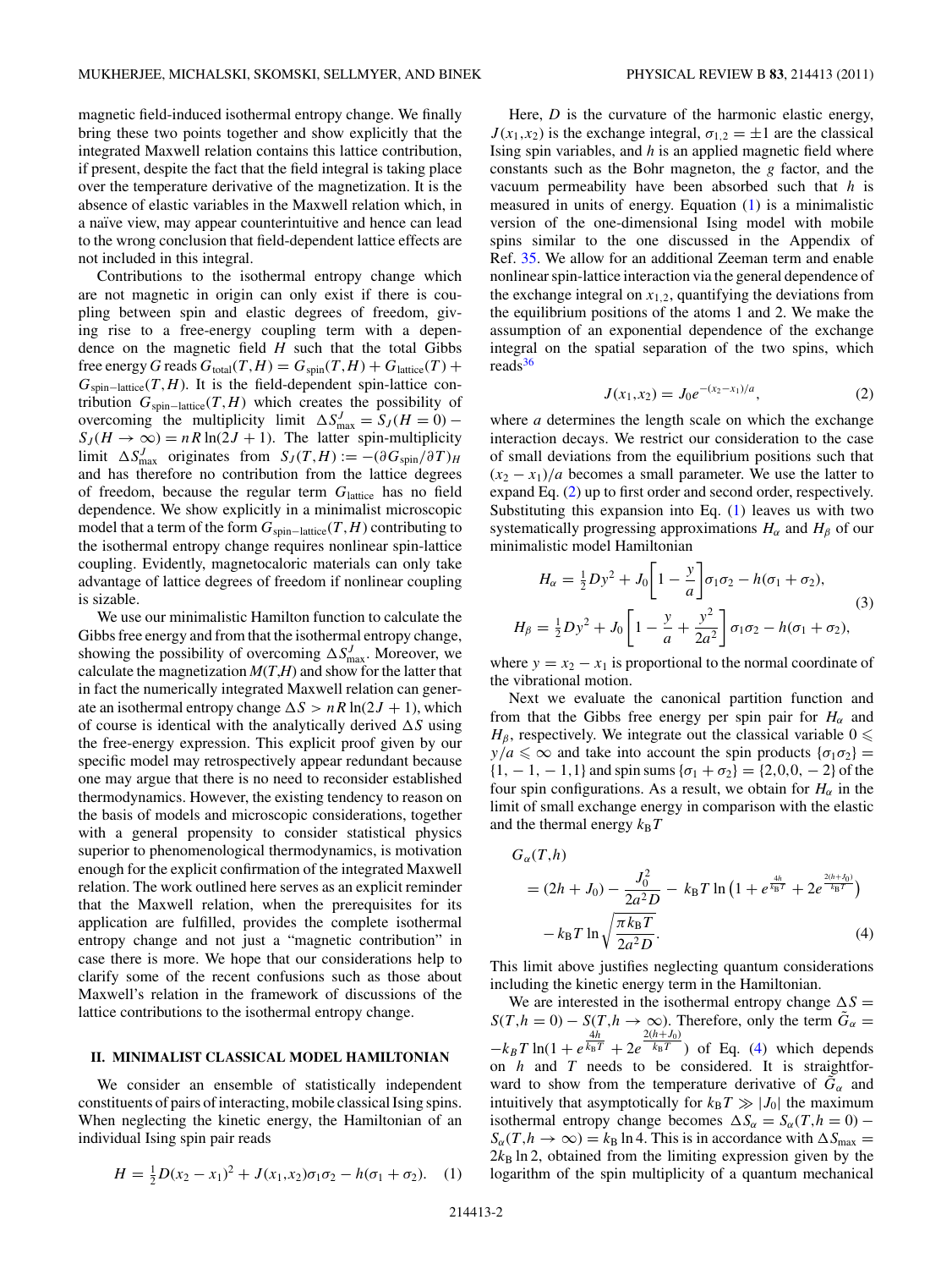magnetic field-induced isothermal entropy change. We finally bring these two points together and show explicitly that the integrated Maxwell relation contains this lattice contribution, if present, despite the fact that the field integral is taking place over the temperature derivative of the magnetization. It is the absence of elastic variables in the Maxwell relation which, in a naïve view, may appear counterintuitive and hence can lead to the wrong conclusion that field-dependent lattice effects are not included in this integral.

Contributions to the isothermal entropy change which are not magnetic in origin can only exist if there is coupling between spin and elastic degrees of freedom, giving rise to a free-energy coupling term with a dependence on the magnetic field $H$ such that the total Gibbs free energy $G$ reads $G_{\rm total}(T,H) = G_{\rm spin}(T,H) + G_{\rm lattice}(T) + G_{\rm spin-lattice}(T,H)$. It is the field-dependent spin-lattice contribution $G_{\rm spin-lattice}(T,H)$ which creates the possibility of overcoming the multiplicity limit $\Delta S^J_{\rm max} = S_J(H=0) - S_J(H\to\infty) = nR\ln(2J+1)$. The latter spin-multiplicity limit $\Delta S^J_{\rm max}$ originates from $S_J(T,H) := -(\partial G_{\rm spin}/\partial T)_H$ and has therefore no contribution from the lattice degrees of freedom, because the regular term $G_{\rm lattice}$ has no field dependence. We show explicitly in a minimalist microscopic model that a term of the form $G_{\rm spin-lattice}(T,H)$ contributing to the isothermal entropy change requires nonlinear spin-lattice coupling. Evidently, magnetocaloric materials can only take advantage of lattice degrees of freedom if nonlinear coupling is sizable.

We use our minimalistic Hamilton function to calculate the Gibbs free energy and from that the isothermal entropy change, showing the possibility of overcoming $\Delta S^J_{\rm max}$. Moreover, we calculate the magnetization $M(T,H)$ and show for the latter that in fact the numerically integrated Maxwell relation can generate an isothermal entropy change $\Delta S > nR\ln(2J+1)$, which of course is identical with the analytically derived $\Delta S$ using the free-energy expression. This explicit proof given by our specific model may retrospectively appear redundant because one may argue that there is no need to reconsider established thermodynamics. However, the existing tendency to reason on the basis of models and microscopic considerations, together with a general propensity to consider statistical physics superior to phenomenological thermodynamics, is motivation enough for the explicit confirmation of the integrated Maxwell relation. The work outlined here serves as an explicit reminder that the Maxwell relation, when the prerequisites for its application are fulfilled, provides the complete isothermal entropy change and not just a "magnetic contribution" in case there is more. We hope that our considerations help to clarify some of the recent confusions such as those about Maxwell's relation in the framework of discussions of the lattice contributions to the isothermal entropy change.

## II. MINIMALIST CLASSICAL MODEL HAMILTONIAN

We consider an ensemble of statistically independent constituents of pairs of interacting, mobile classical Ising spins. When neglecting the kinetic energy, the Hamiltonian of an individual Ising spin pair reads

$$H = \tfrac{1}{2}D(x_2 - x_1)^2 + J(x_1,x_2)\sigma_1\sigma_2 - h(\sigma_1+\sigma_2). \quad (1)$$

Here, $D$ is the curvature of the harmonic elastic energy, $J(x_1,x_2)$ is the exchange integral, $\sigma_{1,2} = \pm 1$ are the classical Ising spin variables, and $h$ is an applied magnetic field where constants such as the Bohr magneton, the $g$ factor, and the vacuum permeability have been absorbed such that $h$ is measured in units of energy. Equation (1) is a minimalistic version of the one-dimensional Ising model with mobile spins similar to the one discussed in the Appendix of Ref. 35. We allow for an additional Zeeman term and enable nonlinear spin-lattice interaction via the general dependence of the exchange integral on $x_{1,2}$, quantifying the deviations from the equilibrium positions of the atoms 1 and 2. We make the assumption of an exponential dependence of the exchange integral on the spatial separation of the two spins, which reads[36]

$$J(x_1,x_2) = J_0 e^{-(x_2-x_1)/a}, \quad (2)$$

where $a$ determines the length scale on which the exchange interaction decays. We restrict our consideration to the case of small deviations from the equilibrium positions such that $(x_2 - x_1)/a$ becomes a small parameter. We use the latter to expand Eq. (2) up to first order and second order, respectively. Substituting this expansion into Eq. (1) leaves us with two systematically progressing approximations $H_\alpha$ and $H_\beta$ of our minimalistic model Hamiltonian

$$\begin{aligned} H_\alpha &= \tfrac{1}{2}Dy^2 + J_0\left[1 - \frac{y}{a}\right]\sigma_1\sigma_2 - h(\sigma_1+\sigma_2), \\ H_\beta &= \tfrac{1}{2}Dy^2 + J_0\left[1 - \frac{y}{a} + \frac{y^2}{2a^2}\right]\sigma_1\sigma_2 - h(\sigma_1+\sigma_2), \end{aligned} \quad (3)$$

where $y = x_2 - x_1$ is proportional to the normal coordinate of the vibrational motion.

Next we evaluate the canonical partition function and from that the Gibbs free energy per spin pair for $H_\alpha$ and $H_\beta$, respectively. We integrate out the classical variable $0 \leqslant y/a \leqslant \infty$ and take into account the spin products $\{\sigma_1\sigma_2\} = \{1,-1,-1,1\}$ and spin sums $\{\sigma_1+\sigma_2\} = \{2,0,0,-2\}$ of the four spin configurations. As a result, we obtain for $H_\alpha$ in the limit of small exchange energy in comparison with the elastic and the thermal energy $k_{\rm B}T$

$$\begin{aligned} G_\alpha(T,h) &= (2h + J_0) - \frac{J_0^2}{2a^2D} - k_{\rm B}T\ln\left(1 + e^{\frac{4h}{k_{\rm B}T}} + 2e^{\frac{2(h+J_0)}{k_{\rm B}T}}\right) \\ &\quad - k_{\rm B}T\ln\sqrt{\frac{\pi k_{\rm B}T}{2a^2D}}. \end{aligned} \quad (4)$$

This limit above justifies neglecting quantum considerations including the kinetic energy term in the Hamiltonian.

We are interested in the isothermal entropy change $\Delta S = S(T,h=0) - S(T,h\to\infty)$. Therefore, only the term $\tilde{G}_\alpha = -k_BT\ln(1 + e^{\frac{4h}{k_{\rm B}T}} + 2e^{\frac{2(h+J_0)}{k_{\rm B}T}})$ of Eq. (4) which depends on $h$ and $T$ needs to be considered. It is straightforward to show from the temperature derivative of $\tilde{G}_\alpha$ and intuitively that asymptotically for $k_{\rm B}T \gg |J_0|$ the maximum isothermal entropy change becomes $\Delta S_\alpha = S_\alpha(T,h=0) - S_\alpha(T,h\to\infty) = k_{\rm B}\ln 4$. This is in accordance with $\Delta S_{\rm max} = 2k_{\rm B}\ln 2$, obtained from the limiting expression given by the logarithm of the spin multiplicity of a quantum mechanical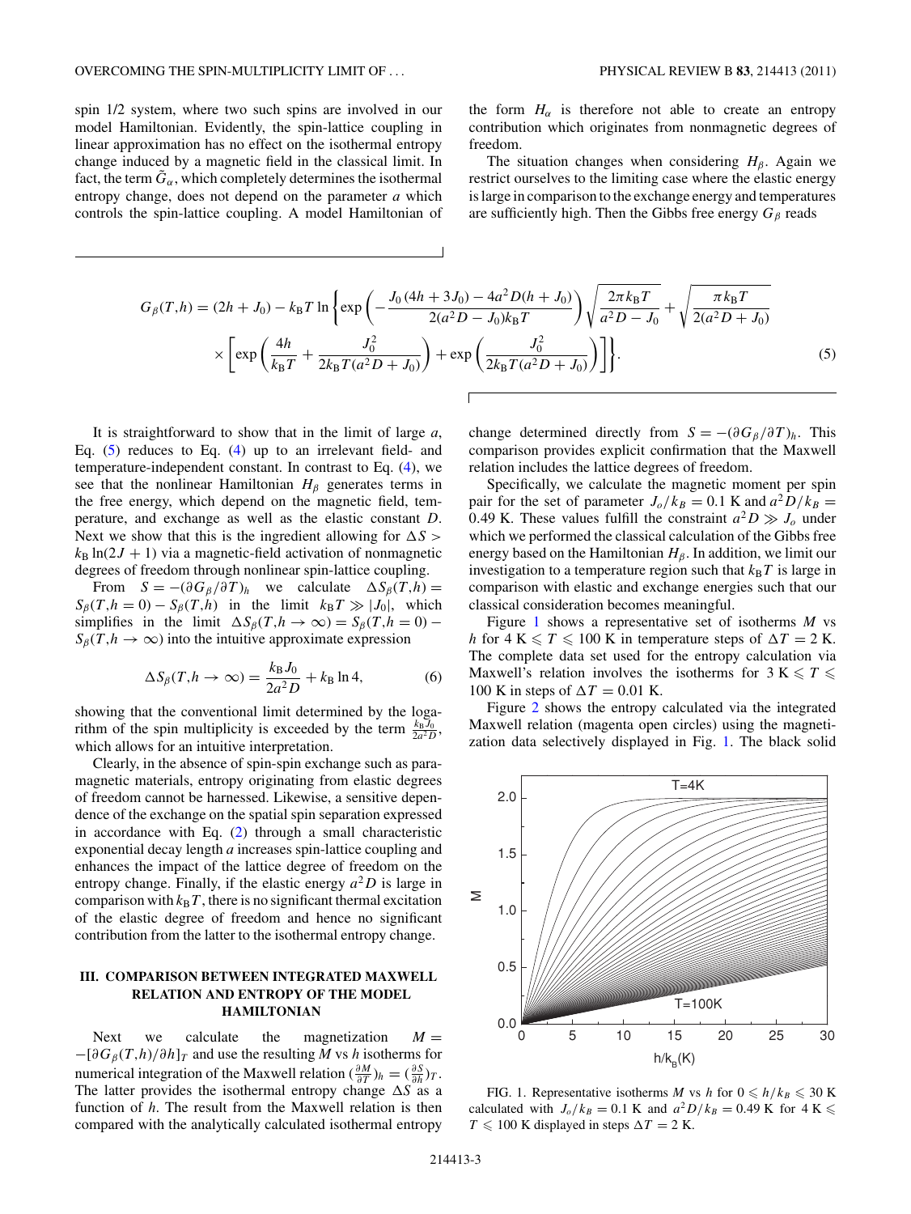spin 1/2 system, where two such spins are involved in our model Hamiltonian. Evidently, the spin-lattice coupling in linear approximation has no effect on the isothermal entropy change induced by a magnetic field in the classical limit. In fact, the term $\tilde{G}_\alpha$, which completely determines the isothermal entropy change, does not depend on the parameter $a$ which controls the spin-lattice coupling. A model Hamiltonian of the form $H_\alpha$ is therefore not able to create an entropy contribution which originates from nonmagnetic degrees of freedom.

The situation changes when considering $H_\beta$. Again we restrict ourselves to the limiting case where the elastic energy is large in comparison to the exchange energy and temperatures are sufficiently high. Then the Gibbs free energy $G_\beta$ reads

$$G_\beta(T,h) = (2h + J_0) - k_B T \ln\left\{\exp\left(-\frac{J_0(4h+3J_0) - 4a^2 D(h+J_0)}{2(a^2D - J_0)k_B T}\right)\sqrt{\frac{2\pi k_B T}{a^2 D - J_0}} + \sqrt{\frac{\pi k_B T}{2(a^2D + J_0)}} \times \left[\exp\left(\frac{4h}{k_B T} + \frac{J_0^2}{2k_B T(a^2 D + J_0)}\right) + \exp\left(\frac{J_0^2}{2k_B T(a^2D + J_0)}\right)\right]\right\}. \tag{5}$$

It is straightforward to show that in the limit of large $a$, Eq. (5) reduces to Eq. (4) up to an irrelevant field- and temperature-independent constant. In contrast to Eq. (4), we see that the nonlinear Hamiltonian $H_\beta$ generates terms in the free energy, which depend on the magnetic field, temperature, and exchange as well as the elastic constant $D$. Next we show that this is the ingredient allowing for $\Delta S > k_B \ln(2J+1)$ via a magnetic-field activation of nonmagnetic degrees of freedom through nonlinear spin-lattice coupling.

From $S = -(\partial G_\beta/\partial T)_h$ we calculate $\Delta S_\beta(T,h) = S_\beta(T,h=0) - S_\beta(T,h)$ in the limit $k_B T \gg |J_0|$, which simplifies in the limit $\Delta S_\beta(T,h \to \infty) = S_\beta(T,h=0) - S_\beta(T,h\to\infty)$ into the intuitive approximate expression

$$\Delta S_\beta(T,h \to \infty) = \frac{k_B J_0}{2a^2 D} + k_B \ln 4, \tag{6}$$

showing that the conventional limit determined by the logarithm of the spin multiplicity is exceeded by the term $\frac{k_B J_0}{2a^2D}$, which allows for an intuitive interpretation.

Clearly, in the absence of spin-spin exchange such as paramagnetic materials, entropy originating from elastic degrees of freedom cannot be harnessed. Likewise, a sensitive dependence of the exchange on the spatial spin separation expressed in accordance with Eq. (2) through a small characteristic exponential decay length $a$ increases spin-lattice coupling and enhances the impact of the lattice degree of freedom on the entropy change. Finally, if the elastic energy $a^2D$ is large in comparison with $k_BT$, there is no significant thermal excitation of the elastic degree of freedom and hence no significant contribution from the latter to the isothermal entropy change.

## III. COMPARISON BETWEEN INTEGRATED MAXWELL RELATION AND ENTROPY OF THE MODEL HAMILTONIAN

Next we calculate the magnetization $M = -[\partial G_\beta(T,h)/\partial h]_T$ and use the resulting $M$ vs $h$ isotherms for numerical integration of the Maxwell relation $(\frac{\partial M}{\partial T})_h = (\frac{\partial S}{\partial h})_T$. The latter provides the isothermal entropy change $\Delta S$ as a function of $h$. The result from the Maxwell relation is then compared with the analytically calculated isothermal entropy change determined directly from $S = -(\partial G_\beta/\partial T)_h$. This comparison provides explicit confirmation that the Maxwell relation includes the lattice degrees of freedom.

Specifically, we calculate the magnetic moment per spin pair for the set of parameter $J_o/k_B = 0.1$ K and $a^2D/k_B = 0.49$ K. These values fulfill the constraint $a^2D \gg J_o$ under which we performed the classical calculation of the Gibbs free energy based on the Hamiltonian $H_\beta$. In addition, we limit our investigation to a temperature region such that $k_BT$ is large in comparison with elastic and exchange energies such that our classical consideration becomes meaningful.

Figure 1 shows a representative set of isotherms $M$ vs $h$ for $4\text{ K} \leqslant T \leqslant 100$ K in temperature steps of $\Delta T = 2$ K. The complete data set used for the entropy calculation via Maxwell's relation involves the isotherms for $3\text{ K} \leqslant T \leqslant 100$ K in steps of $\Delta T = 0.01$ K.

Figure 2 shows the entropy calculated via the integrated Maxwell relation (magenta open circles) using the magnetization data selectively displayed in Fig. 1. The black solid

FIG. 1. Representative isotherms $M$ vs $h$ for $0 \leqslant h/k_B \leqslant 30$ K calculated with $J_o/k_B = 0.1$ K and $a^2D/k_B = 0.49$ K for $4\text{ K} \leqslant T \leqslant 100$ K displayed in steps $\Delta T = 2$ K.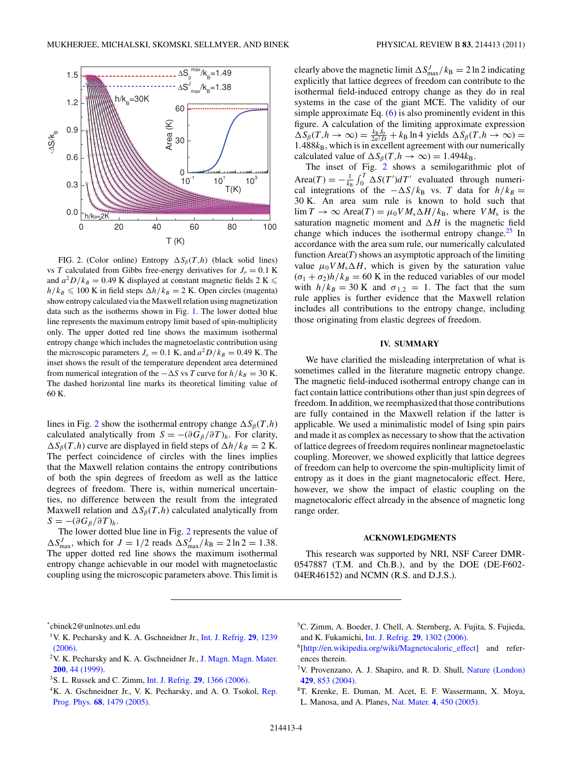FIG. 2. (Color online) Entropy $\Delta S_\beta(T,h)$ (black solid lines) vs $T$ calculated from Gibbs free-energy derivatives for $J_o = 0.1$ K and $a^2D/k_B = 0.49$ K displayed at constant magnetic fields $2\ \text{K} \leqslant h/k_B \leqslant 100$ K in field steps $\Delta h/k_B = 2$ K. Open circles (magenta) show entropy calculated via the Maxwell relation using magnetization data such as the isotherms shown in Fig. 1. The lower dotted blue line represents the maximum entropy limit based of spin-multiplicity only. The upper dotted red line shows the maximum isothermal entropy change which includes the magnetoelastic contribution using the microscopic parameters $J_o = 0.1$ K, and $a^2D/k_B = 0.49$ K. The inset shows the result of the temperature dependent area determined from numerical integration of the $-\Delta S$ vs $T$ curve for $h/k_B = 30$ K. The dashed horizontal line marks its theoretical limiting value of 60 K.

lines in Fig. 2 show the isothermal entropy change $\Delta S_\beta(T,h)$ calculated analytically from $S = -(\partial G_\beta/\partial T)_h$. For clarity, $\Delta S_\beta(T,h)$ curve are displayed in field steps of $\Delta h/k_B = 2$ K. The perfect coincidence of circles with the lines implies that the Maxwell relation contains the entropy contributions of both the spin degrees of freedom as well as the lattice degrees of freedom. There is, within numerical uncertainties, no difference between the result from the integrated Maxwell relation and $\Delta S_\beta(T,h)$ calculated analytically from $S = -(\partial G_\beta/\partial T)_h$.

The lower dotted blue line in Fig. 2 represents the value of $\Delta S^J_{\text{max}}$, which for $J = 1/2$ reads $\Delta S^J_{\text{max}}/k_B = 2\ln 2 = 1.38$. The upper dotted red line shows the maximum isothermal entropy change achievable in our model with magnetoelastic coupling using the microscopic parameters above. This limit is clearly above the magnetic limit $\Delta S^J_{\text{max}}/k_B = 2\ln 2$ indicating explicitly that lattice degrees of freedom can contribute to the isothermal field-induced entropy change as they do in real systems in the case of the giant MCE. The validity of our simple approximate Eq. (6) is also prominently evident in this figure. A calculation of the limiting approximate expression $\Delta S_\beta(T,h \to \infty) = \frac{k_B J_0}{2a^2D} + k_B \ln 4$ yields $\Delta S_\beta(T,h \to \infty) = 1.488k_B$, which is in excellent agreement with our numerically calculated value of $\Delta S_\beta(T,h \to \infty) = 1.494k_B$.

The inset of Fig. 2 shows a semilogarithmic plot of $\text{Area}(T) = -\frac{1}{k_B}\int_0^T \Delta S(T')dT'$ evaluated through numerical integrations of the $-\Delta S/k_B$ vs. $T$ data for $h/k_B = 30$ K. An area sum rule is known to hold such that $\lim T \to \infty\ \text{Area}(T) = \mu_0 V M_s \Delta H/k_B$, where $V M_s$ is the saturation magnetic moment and $\Delta H$ is the magnetic field change which induces the isothermal entropy change.[25] In accordance with the area sum rule, our numerically calculated function Area$(T)$ shows an asymptotic approach of the limiting value $\mu_0 V M_s \Delta H$, which is given by the saturation value $(\sigma_1 + \sigma_2)h/k_B = 60$ K in the reduced variables of our model with $h/k_B = 30$ K and $\sigma_{1,2} = 1$. The fact that the sum rule applies is further evidence that the Maxwell relation includes all contributions to the entropy change, including those originating from elastic degrees of freedom.

## IV. SUMMARY

We have clarified the misleading interpretation of what is sometimes called in the literature magnetic entropy change. The magnetic field-induced isothermal entropy change can in fact contain lattice contributions other than just spin degrees of freedom. In addition, we reemphasized that those contributions are fully contained in the Maxwell relation if the latter is applicable. We used a minimalistic model of Ising spin pairs and made it as complex as necessary to show that the activation of lattice degrees of freedom requires nonlinear magnetoelastic coupling. Moreover, we showed explicitly that lattice degrees of freedom can help to overcome the spin-multiplicity limit of entropy as it does in the giant magnetocaloric effect. Here, however, we show the impact of elastic coupling on the magnetocaloric effect already in the absence of magnetic long range order.

## ACKNOWLEDGMENTS

This research was supported by NRI, NSF Career DMR-0547887 (T.M. and Ch.B.), and by the DOE (DE-F602-04ER46152) and NCMN (R.S. and D.J.S.).

---

*cbinek2@unlnotes.unl.edu

[1] V. K. Pecharsky and K. A. Gschneidner Jr., Int. J. Refrig. **29**, 1239 (2006).

[2] V. K. Pecharsky and K. A. Gschneidner Jr., J. Magn. Magn. Mater. **200**, 44 (1999).

[3] S. L. Russek and C. Zimm, Int. J. Refrig. **29**, 1366 (2006).

[4] K. A. Gschneidner Jr., V. K. Pecharsky, and A. O. Tsokol, Rep. Prog. Phys. **68**, 1479 (2005).

[5] C. Zimm, A. Boeder, J. Chell, A. Sternberg, A. Fujita, S. Fujieda, and K. Fukamichi, Int. J. Refrig. **29**, 1302 (2006).

[6] [http://en.wikipedia.org/wiki/Magnetocaloric_effect] and references therein.

[7] V. Provenzano, A. J. Shapiro, and R. D. Shull, Nature (London) **429**, 853 (2004).

[8] T. Krenke, E. Duman, M. Acet, E. F. Wassermann, X. Moya, L. Manosa, and A. Planes, Nat. Mater. **4**, 450 (2005).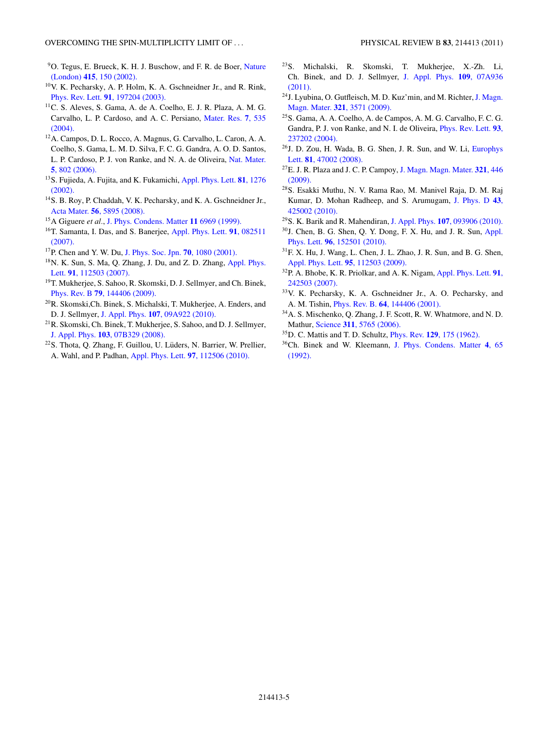[9] O. Tegus, E. Brueck, K. H. J. Buschow, and F. R. de Boer, Nature (London) **415**, 150 (2002).

[10] V. K. Pecharsky, A. P. Holm, K. A. Gschneidner Jr., and R. Rink, Phys. Rev. Lett. **91**, 197204 (2003).

[11] C. S. Aleves, S. Gama, A. de A. Coelho, E. J. R. Plaza, A. M. G. Carvalho, L. P. Cardoso, and A. C. Persiano, Mater. Res. **7**, 535 (2004).

[12] A. Campos, D. L. Rocco, A. Magnus, G. Carvalho, L. Caron, A. A. Coelho, S. Gama, L. M. D. Silva, F. C. G. Gandra, A. O. D. Santos, L. P. Cardoso, P. J. von Ranke, and N. A. de Oliveira, Nat. Mater. **5**, 802 (2006).

[13] S. Fujieda, A. Fujita, and K. Fukamichi, Appl. Phys. Lett. **81**, 1276 (2002).

[14] S. B. Roy, P. Chaddah, V. K. Pecharsky, and K. A. Gschneidner Jr., Acta Mater. **56**, 5895 (2008).

[15] A Giguere *et al.*, J. Phys. Condens. Matter **11** 6969 (1999).

[16] T. Samanta, I. Das, and S. Banerjee, Appl. Phys. Lett. **91**, 082511 (2007).

[17] P. Chen and Y. W. Du, J. Phys. Soc. Jpn. **70**, 1080 (2001).

[18] N. K. Sun, S. Ma, Q. Zhang, J. Du, and Z. D. Zhang, Appl. Phys. Lett. **91**, 112503 (2007).

[19] T. Mukherjee, S. Sahoo, R. Skomski, D. J. Sellmyer, and Ch. Binek, Phys. Rev. B **79**, 144406 (2009).

[20] R. Skomski,Ch. Binek, S. Michalski, T. Mukherjee, A. Enders, and D. J. Sellmyer, J. Appl. Phys. **107**, 09A922 (2010).

[21] R. Skomski, Ch. Binek, T. Mukherjee, S. Sahoo, and D. J. Sellmyer, J. Appl. Phys. **103**, 07B329 (2008).

[22] S. Thota, Q. Zhang, F. Guillou, U. Lüders, N. Barrier, W. Prellier, A. Wahl, and P. Padhan, Appl. Phys. Lett. **97**, 112506 (2010).

[23] S. Michalski, R. Skomski, T. Mukherjee, X.-Zh. Li, Ch. Binek, and D. J. Sellmyer, J. Appl. Phys. **109**, 07A936 (2011).

[24] J. Lyubina, O. Gutfleisch, M. D. Kuz'min, and M. Richter, J. Magn. Magn. Mater. **321**, 3571 (2009).

[25] S. Gama, A. A. Coelho, A. de Campos, A. M. G. Carvalho, F. C. G. Gandra, P. J. von Ranke, and N. I. de Oliveira, Phys. Rev. Lett. **93**, 237202 (2004).

[26] J. D. Zou, H. Wada, B. G. Shen, J. R. Sun, and W. Li, Europhys Lett. **81**, 47002 (2008).

[27] E. J. R. Plaza and J. C. P. Campoy, J. Magn. Magn. Mater. **321**, 446 (2009).

[28] S. Esakki Muthu, N. V. Rama Rao, M. Manivel Raja, D. M. Raj Kumar, D. Mohan Radheep, and S. Arumugam, J. Phys. D **43**, 425002 (2010).

[29] S. K. Barik and R. Mahendiran, J. Appl. Phys. **107**, 093906 (2010).

[30] J. Chen, B. G. Shen, Q. Y. Dong, F. X. Hu, and J. R. Sun, Appl. Phys. Lett. **96**, 152501 (2010).

[31] F. X. Hu, J. Wang, L. Chen, J. L. Zhao, J. R. Sun, and B. G. Shen, Appl. Phys. Lett. **95**, 112503 (2009).

[32] P. A. Bhobe, K. R. Priolkar, and A. K. Nigam, Appl. Phys. Lett. **91**, 242503 (2007).

[33] V. K. Pecharsky, K. A. Gschneidner Jr., A. O. Pecharsky, and A. M. Tishin, Phys. Rev. B. **64**, 144406 (2001).

[34] A. S. Mischenko, Q. Zhang, J. F. Scott, R. W. Whatmore, and N. D. Mathur, Science **311**, 5765 (2006).

[35] D. C. Mattis and T. D. Schultz, Phys. Rev. **129**, 175 (1962).

[36] Ch. Binek and W. Kleemann, J. Phys. Condens. Matter **4**, 65 (1992).